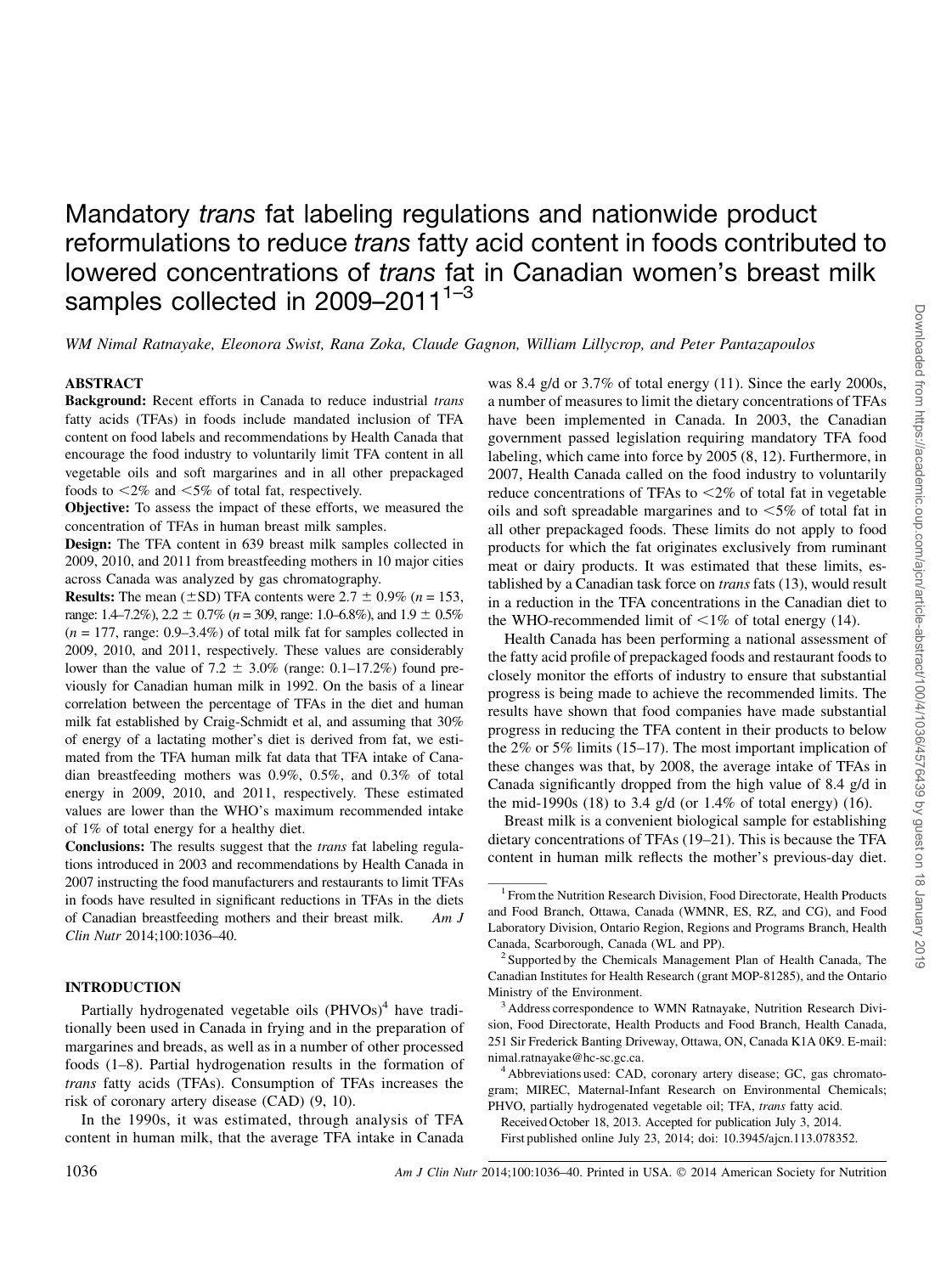# Mandatory *trans* fat labeling regulations and nationwide product reformulations to reduce *trans* fatty acid content in foods contributed to lowered concentrations of *trans* fat in Canadian women's breast milk samples collected in 2009–2011[1–3]

*WM Nimal Ratnayake, Eleonora Swist, Rana Zoka, Claude Gagnon, William Lillycrop, and Peter Pantazapoulos*

## ABSTRACT

**Background:** Recent efforts in Canada to reduce industrial *trans* fatty acids (TFAs) in foods include mandated inclusion of TFA content on food labels and recommendations by Health Canada that encourage the food industry to voluntarily limit TFA content in all vegetable oils and soft margarines and in all other prepackaged foods to <2% and <5% of total fat, respectively.

**Objective:** To assess the impact of these efforts, we measured the concentration of TFAs in human breast milk samples.

**Design:** The TFA content in 639 breast milk samples collected in 2009, 2010, and 2011 from breastfeeding mothers in 10 major cities across Canada was analyzed by gas chromatography.

**Results:** The mean (±SD) TFA contents were 2.7 ± 0.9% ($n$ = 153, range: 1.4–7.2%), 2.2 ± 0.7% ($n$ = 309, range: 1.0–6.8%), and 1.9 ± 0.5% ($n$ = 177, range: 0.9–3.4%) of total milk fat for samples collected in 2009, 2010, and 2011, respectively. These values are considerably lower than the value of 7.2 ± 3.0% (range: 0.1–17.2%) found previously for Canadian human milk in 1992. On the basis of a linear correlation between the percentage of TFAs in the diet and human milk fat established by Craig-Schmidt et al, and assuming that 30% of energy of a lactating mother's diet is derived from fat, we estimated from the TFA human milk fat data that TFA intake of Canadian breastfeeding mothers was 0.9%, 0.5%, and 0.3% of total energy in 2009, 2010, and 2011, respectively. These estimated values are lower than the WHO's maximum recommended intake of 1% of total energy for a healthy diet.

**Conclusions:** The results suggest that the *trans* fat labeling regulations introduced in 2003 and recommendations by Health Canada in 2007 instructing the food manufacturers and restaurants to limit TFAs in foods have resulted in significant reductions in TFAs in the diets of Canadian breastfeeding mothers and their breast milk. Am J Clin Nutr 2014;100:1036–40.

## INTRODUCTION

Partially hydrogenated vegetable oils (PHVOs)[4] have traditionally been used in Canada in frying and in the preparation of margarines and breads, as well as in a number of other processed foods (1–8). Partial hydrogenation results in the formation of *trans* fatty acids (TFAs). Consumption of TFAs increases the risk of coronary artery disease (CAD) (9, 10).

In the 1990s, it was estimated, through analysis of TFA content in human milk, that the average TFA intake in Canada was 8.4 g/d or 3.7% of total energy (11). Since the early 2000s, a number of measures to limit the dietary concentrations of TFAs have been implemented in Canada. In 2003, the Canadian government passed legislation requiring mandatory TFA food labeling, which came into force by 2005 (8, 12). Furthermore, in 2007, Health Canada called on the food industry to voluntarily reduce concentrations of TFAs to <2% of total fat in vegetable oils and soft spreadable margarines and to <5% of total fat in all other prepackaged foods. These limits do not apply to food products for which the fat originates exclusively from ruminant meat or dairy products. It was estimated that these limits, established by a Canadian task force on *trans* fats (13), would result in a reduction in the TFA concentrations in the Canadian diet to the WHO-recommended limit of <1% of total energy (14).

Health Canada has been performing a national assessment of the fatty acid profile of prepackaged foods and restaurant foods to closely monitor the efforts of industry to ensure that substantial progress is being made to achieve the recommended limits. The results have shown that food companies have made substantial progress in reducing the TFA content in their products to below the 2% or 5% limits (15–17). The most important implication of these changes was that, by 2008, the average intake of TFAs in Canada significantly dropped from the high value of 8.4 g/d in the mid-1990s (18) to 3.4 g/d (or 1.4% of total energy) (16).

Breast milk is a convenient biological sample for establishing dietary concentrations of TFAs (19–21). This is because the TFA content in human milk reflects the mother's previous-day diet.

---

[1] From the Nutrition Research Division, Food Directorate, Health Products and Food Branch, Ottawa, Canada (WMNR, ES, RZ, and CG), and Food Laboratory Division, Ontario Region, Regions and Programs Branch, Health Canada, Scarborough, Canada (WL and PP).

[2] Supported by the Chemicals Management Plan of Health Canada, The Canadian Institutes for Health Research (grant MOP-81285), and the Ontario Ministry of the Environment.

[3] Address correspondence to WMN Ratnayake, Nutrition Research Division, Food Directorate, Health Products and Food Branch, Health Canada, 251 Sir Frederick Banting Driveway, Ottawa, ON, Canada K1A 0K9. E-mail: nimal.ratnayake@hc-sc.gc.ca.

[4] Abbreviations used: CAD, coronary artery disease; GC, gas chromatogram; MIREC, Maternal-Infant Research on Environmental Chemicals; PHVO, partially hydrogenated vegetable oil; TFA, *trans* fatty acid.

Received October 18, 2013. Accepted for publication July 3, 2014.

First published online July 23, 2014; doi: 10.3945/ajcn.113.078352.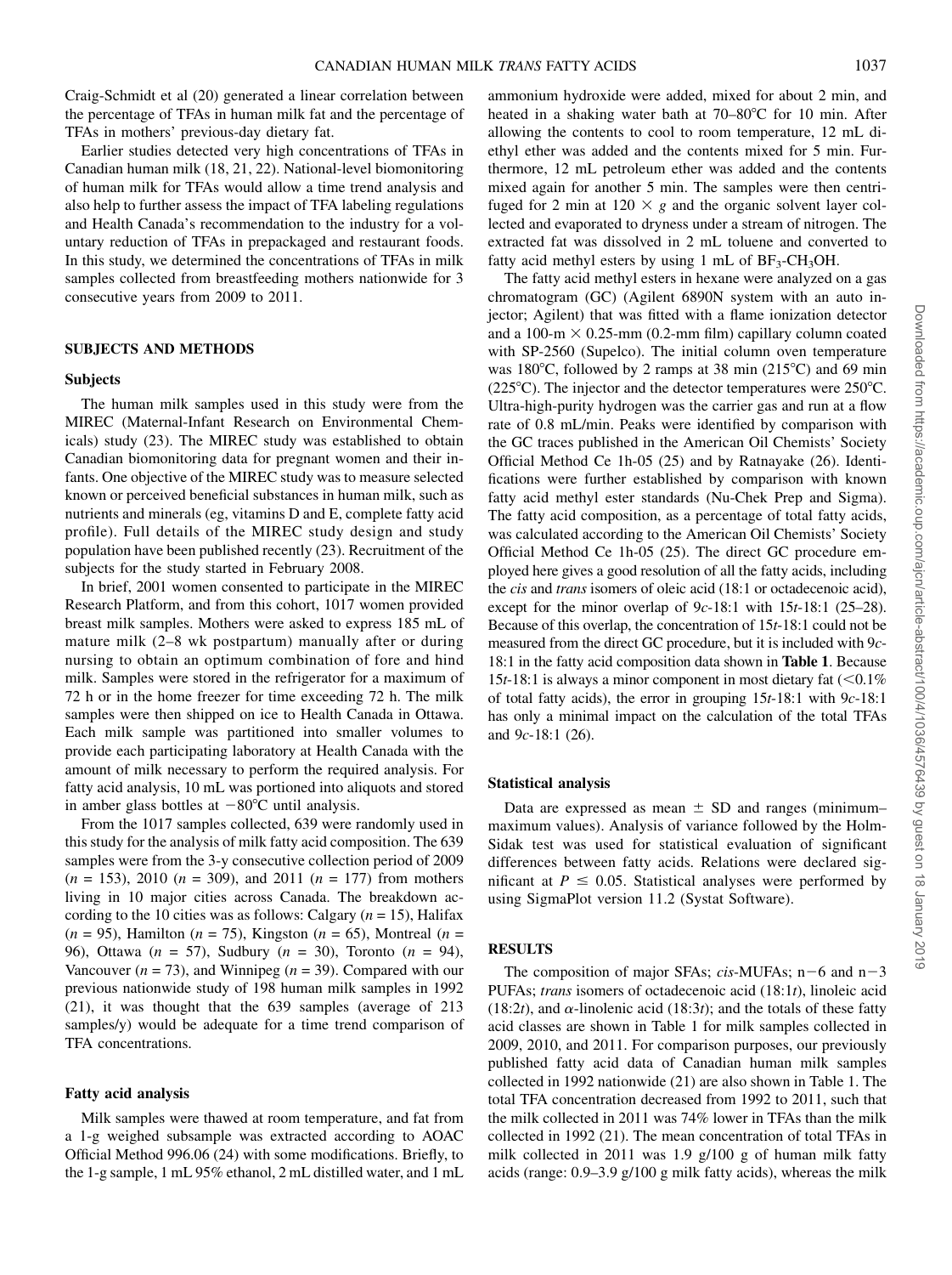Craig-Schmidt et al (20) generated a linear correlation between the percentage of TFAs in human milk fat and the percentage of TFAs in mothers' previous-day dietary fat.

Earlier studies detected very high concentrations of TFAs in Canadian human milk (18, 21, 22). National-level biomonitoring of human milk for TFAs would allow a time trend analysis and also help to further assess the impact of TFA labeling regulations and Health Canada's recommendation to the industry for a voluntary reduction of TFAs in prepackaged and restaurant foods. In this study, we determined the concentrations of TFAs in milk samples collected from breastfeeding mothers nationwide for 3 consecutive years from 2009 to 2011.

## SUBJECTS AND METHODS

### Subjects

The human milk samples used in this study were from the MIREC (Maternal-Infant Research on Environmental Chemicals) study (23). The MIREC study was established to obtain Canadian biomonitoring data for pregnant women and their infants. One objective of the MIREC study was to measure selected known or perceived beneficial substances in human milk, such as nutrients and minerals (eg, vitamins D and E, complete fatty acid profile). Full details of the MIREC study design and study population have been published recently (23). Recruitment of the subjects for the study started in February 2008.

In brief, 2001 women consented to participate in the MIREC Research Platform, and from this cohort, 1017 women provided breast milk samples. Mothers were asked to express 185 mL of mature milk (2–8 wk postpartum) manually after or during nursing to obtain an optimum combination of fore and hind milk. Samples were stored in the refrigerator for a maximum of 72 h or in the home freezer for time exceeding 72 h. The milk samples were then shipped on ice to Health Canada in Ottawa. Each milk sample was partitioned into smaller volumes to provide each participating laboratory at Health Canada with the amount of milk necessary to perform the required analysis. For fatty acid analysis, 10 mL was portioned into aliquots and stored in amber glass bottles at −80°C until analysis.

From the 1017 samples collected, 639 were randomly used in this study for the analysis of milk fatty acid composition. The 639 samples were from the 3-y consecutive collection period of 2009 ($n$ = 153), 2010 ($n$ = 309), and 2011 ($n$ = 177) from mothers living in 10 major cities across Canada. The breakdown according to the 10 cities was as follows: Calgary ($n$ = 15), Halifax ($n$ = 95), Hamilton ($n$ = 75), Kingston ($n$ = 65), Montreal ($n$ = 96), Ottawa ($n$ = 57), Sudbury ($n$ = 30), Toronto ($n$ = 94), Vancouver ($n$ = 73), and Winnipeg ($n$ = 39). Compared with our previous nationwide study of 198 human milk samples in 1992 (21), it was thought that the 639 samples (average of 213 samples/y) would be adequate for a time trend comparison of TFA concentrations.

### Fatty acid analysis

Milk samples were thawed at room temperature, and fat from a 1-g weighed subsample was extracted according to AOAC Official Method 996.06 (24) with some modifications. Briefly, to the 1-g sample, 1 mL 95% ethanol, 2 mL distilled water, and 1 mL ammonium hydroxide were added, mixed for about 2 min, and heated in a shaking water bath at 70–80°C for 10 min. After allowing the contents to cool to room temperature, 12 mL diethyl ether was added and the contents mixed for 5 min. Furthermore, 12 mL petroleum ether was added and the contents mixed again for another 5 min. The samples were then centrifuged for 2 min at 120 × $g$ and the organic solvent layer collected and evaporated to dryness under a stream of nitrogen. The extracted fat was dissolved in 2 mL toluene and converted to fatty acid methyl esters by using 1 mL of $BF_3$-$CH_3OH$.

The fatty acid methyl esters in hexane were analyzed on a gas chromatogram (GC) (Agilent 6890N system with an auto injector; Agilent) that was fitted with a flame ionization detector and a 100-m × 0.25-mm (0.2-mm film) capillary column coated with SP-2560 (Supelco). The initial column oven temperature was 180°C, followed by 2 ramps at 38 min (215°C) and 69 min (225°C). The injector and the detector temperatures were 250°C. Ultra-high-purity hydrogen was the carrier gas and run at a flow rate of 0.8 mL/min. Peaks were identified by comparison with the GC traces published in the American Oil Chemists' Society Official Method Ce 1h-05 (25) and by Ratnayake (26). Identifications were further established by comparison with known fatty acid methyl ester standards (Nu-Chek Prep and Sigma). The fatty acid composition, as a percentage of total fatty acids, was calculated according to the American Oil Chemists' Society Official Method Ce 1h-05 (25). The direct GC procedure employed here gives a good resolution of all the fatty acids, including the *cis* and *trans* isomers of oleic acid (18:1 or octadecenoic acid), except for the minor overlap of 9*c*-18:1 with 15*t*-18:1 (25–28). Because of this overlap, the concentration of 15*t*-18:1 could not be measured from the direct GC procedure, but it is included with 9*c*-18:1 in the fatty acid composition data shown in **Table 1**. Because 15*t*-18:1 is always a minor component in most dietary fat (<0.1% of total fatty acids), the error in grouping 15*t*-18:1 with 9*c*-18:1 has only a minimal impact on the calculation of the total TFAs and 9*c*-18:1 (26).

### Statistical analysis

Data are expressed as mean ± SD and ranges (minimum–maximum values). Analysis of variance followed by the Holm-Sidak test was used for statistical evaluation of significant differences between fatty acids. Relations were declared significant at $P \leq 0.05$. Statistical analyses were performed by using SigmaPlot version 11.2 (Systat Software).

## RESULTS

The composition of major SFAs; *cis*-MUFAs; n−6 and n−3 PUFAs; *trans* isomers of octadecenoic acid (18:1*t*), linoleic acid (18:2*t*), and α-linolenic acid (18:3*t*); and the totals of these fatty acid classes are shown in Table 1 for milk samples collected in 2009, 2010, and 2011. For comparison purposes, our previously published fatty acid data of Canadian human milk samples collected in 1992 nationwide (21) are also shown in Table 1. The total TFA concentration decreased from 1992 to 2011, such that the milk collected in 2011 was 74% lower in TFAs than the milk collected in 1992 (21). The mean concentration of total TFAs in milk collected in 2011 was 1.9 g/100 g of human milk fatty acids (range: 0.9–3.9 g/100 g milk fatty acids), whereas the milk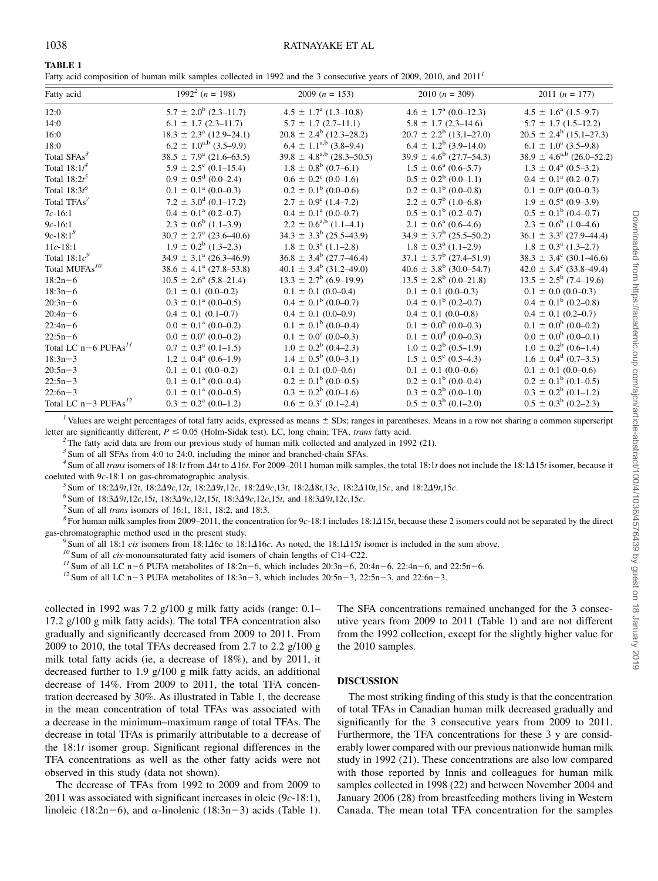**TABLE 1**

Fatty acid composition of human milk samples collected in 1992 and the 3 consecutive years of 2009, 2010, and 2011[1]

| Fatty acid | 1992[2] (n = 198) | 2009 (n = 153) | 2010 (n = 309) | 2011 (n = 177) |
|---|---|---|---|---|
| 12:0 | 5.7 ± 2.0[b] (2.3–11.7) | 4.5 ± 1.7[a] (1.3–10.8) | 4.6 ± 1.7[a] (0.0–12.3) | 4.5 ± 1.6[a] (1.5–9.7) |
| 14:0 | 6.1 ± 1.7 (2.3–11.7) | 5.7 ± 1.7 (2.7–11.1) | 5.8 ± 1.7 (2.3–14.6) | 5.7 ± 1.7 (1.5–12.2) |
| 16:0 | 18.3 ± 2.3[a] (12.9–24.1) | 20.8 ± 2.4[b] (12.3–28.2) | 20.7 ± 2.2[b] (13.1–27.0) | 20.5 ± 2.4[b] (15.1–27.3) |
| 18:0 | 6.2 ± 1.0[a,b] (3.5–9.9) | 6.4 ± 1.1[a,b] (3.8–9.4) | 6.4 ± 1.2[b] (3.9–14.0) | 6.1 ± 1.0[a] (3.5–9.8) |
| Total SFAs[3] | 38.5 ± 7.9[a] (21.6–63.5) | 39.8 ± 4.8[a,b] (28.3–50.5) | 39.9 ± 4.6[b] (27.7–54.3) | 38.9 ± 4.6[a,b] (26.0–52.2) |
| Total 18:1t[4] | 5.9 ± 2.5[c] (0.1–15.4) | 1.8 ± 0.8[b] (0.7–6.1) | 1.5 ± 0.6[a] (0.6–5.7) | 1.3 ± 0.4[a] (0.5–3.2) |
| Total 18:2t[5] | 0.9 ± 0.5[d] (0.0–2.4) | 0.6 ± 0.2[c] (0.0–1.6) | 0.5 ± 0.2[b] (0.0–1.1) | 0.4 ± 0.1[a] (0.2–0.7) |
| Total 18:3t[6] | 0.1 ± 0.1[a] (0.0–0.3) | 0.2 ± 0.1[b] (0.0–0.6) | 0.2 ± 0.1[b] (0.0–0.8) | 0.1 ± 0.0[a] (0.0–0.3) |
| Total TFAs[7] | 7.2 ± 3.0[d] (0.1–17.2) | 2.7 ± 0.9[c] (1.4–7.2) | 2.2 ± 0.7[b] (1.0–6.8) | 1.9 ± 0.5[a] (0.9–3.9) |
| 7c-16:1 | 0.4 ± 0.1[a] (0.2–0.7) | 0.4 ± 0.1[a] (0.0–0.7) | 0.5 ± 0.1[b] (0.2–0.7) | 0.5 ± 0.1[b] (0.4–0.7) |
| 9c-16:1 | 2.3 ± 0.6[b] (1.1–3.9) | 2.2 ± 0.6[a,b] (1.1–4.1) | 2.1 ± 0.6[a] (0.6–4.6) | 2.3 ± 0.6[b] (1.0–4.6) |
| 9c-18:1[8] | 30.7 ± 2.7[a] (23.6–40.6) | 34.3 ± 3.3[b] (25.5–43.9) | 34.9 ± 3.7[b] (25.5–50.2) | 36.1 ± 3.3[c] (27.9–44.4) |
| 11c-18:1 | 1.9 ± 0.2[b] (1.3–2.3) | 1.8 ± 0.3[a] (1.1–2.8) | 1.8 ± 0.3[a] (1.1–2.9) | 1.8 ± 0.3[a] (1.3–2.7) |
| Total 18:1c[9] | 34.9 ± 3.1[a] (26.3–46.9) | 36.8 ± 3.4[b] (27.7–46.4) | 37.1 ± 3.7[b] (27.4–51.9) | 38.3 ± 3.4[c] (30.1–46.6) |
| Total MUFAs[10] | 38.6 ± 4.1[a] (27.8–53.8) | 40.1 ± 3.4[b] (31.2–49.0) | 40.6 ± 3.8[b] (30.0–54.7) | 42.0 ± 3.4[c] (33.8–49.4) |
| 18:2n−6 | 10.5 ± 2.6[a] (5.8–21.4) | 13.3 ± 2.7[b] (6.9–19.9) | 13.5 ± 2.8[b] (0.0–21.8) | 13.5 ± 2.5[b] (7.4–19.6) |
| 18:3n−6 | 0.1 ± 0.1 (0.0–0.2) | 0.1 ± 0.1 (0.0–0.4) | 0.1 ± 0.1 (0.0–0.3) | 0.1 ± 0.0 (0.0–0.3) |
| 20:3n−6 | 0.3 ± 0.1[a] (0.0–0.5) | 0.4 ± 0.1[b] (0.0–0.7) | 0.4 ± 0.1[b] (0.2–0.7) | 0.4 ± 0.1[b] (0.2–0.8) |
| 20:4n−6 | 0.4 ± 0.1 (0.1–0.7) | 0.4 ± 0.1 (0.0–0.9) | 0.4 ± 0.1 (0.0–0.8) | 0.4 ± 0.1 (0.2–0.7) |
| 22:4n−6 | 0.0 ± 0.1[a] (0.0–0.2) | 0.1 ± 0.1[b] (0.0–0.4) | 0.1 ± 0.0[b] (0.0–0.3) | 0.1 ± 0.0[b] (0.0–0.2) |
| 22:5n−6 | 0.0 ± 0.0[a] (0.0–0.2) | 0.1 ± 0.0[c] (0.0–0.3) | 0.1 ± 0.0[d] (0.0–0.3) | 0.0 ± 0.0[b] (0.0–0.1) |
| Total LC n−6 PUFAs[11] | 0.7 ± 0.3[a] (0.1–1.5) | 1.0 ± 0.2[b] (0.4–2.3) | 1.0 ± 0.2[b] (0.5–1.9) | 1.0 ± 0.2[b] (0.6–1.4) |
| 18:3n−3 | 1.2 ± 0.4[a] (0.6–1.9) | 1.4 ± 0.5[b] (0.0–3.1) | 1.5 ± 0.5[c] (0.5–4.3) | 1.6 ± 0.4[d] (0.7–3.3) |
| 20:5n−3 | 0.1 ± 0.1 (0.0–0.2) | 0.1 ± 0.1 (0.0–0.6) | 0.1 ± 0.1 (0.0–0.6) | 0.1 ± 0.1 (0.0–0.6) |
| 22:5n−3 | 0.1 ± 0.1[a] (0.0–0.4) | 0.2 ± 0.1[b] (0.0–0.5) | 0.2 ± 0.1[b] (0.0–0.4) | 0.2 ± 0.1[b] (0.1–0.5) |
| 22:6n−3 | 0.1 ± 0.1[a] (0.0–0.5) | 0.3 ± 0.2[b] (0.0–1.6) | 0.3 ± 0.2[b] (0.0–1.0) | 0.3 ± 0.2[b] (0.1–1.2) |
| Total LC n−3 PUFAs[12] | 0.3 ± 0.2[a] (0.0–1.2) | 0.6 ± 0.3[c] (0.1–2.4) | 0.5 ± 0.3[b] (0.1–2.0) | 0.5 ± 0.3[b] (0.2–2.3) |

[1] Values are weight percentages of total fatty acids, expressed as means ± SDs; ranges in parentheses. Means in a row not sharing a common superscript letter are significantly different, $P \leq 0.05$ (Holm-Sidak test). LC, long chain; TFA, *trans* fatty acid.

[2] The fatty acid data are from our previous study of human milk collected and analyzed in 1992 (21).

[3] Sum of all SFAs from 4:0 to 24:0, including the minor and branched-chain SFAs.

[4] Sum of all *trans* isomers of 18:1*t* from Δ4*t* to Δ16*t*. For 2009–2011 human milk samples, the total 18:1*t* does not include the 18:1Δ15*t* isomer, because it coeluted with 9*c*-18:1 on gas-chromatographic analysis.

[5] Sum of 18:2Δ9*t*,12*t*, 18:2Δ9*c*,12*t*, 18:2Δ9*t*,12*c*, 18:2Δ9*c*,13*t*, 18:2Δ8*t*,13*c*, 18:2Δ10*t*,15*c*, and 18:2Δ9*t*,15*c*.

[6] Sum of 18:3Δ9*t*,12*c*,15*t*, 18:3Δ9*c*,12*t*,15*t*, 18:3Δ9*c*,12*c*,15*t*, and 18:3Δ9*t*,12*c*,15*c*.

[7] Sum of all *trans* isomers of 16:1, 18:1, 18:2, and 18:3.

[8] For human milk samples from 2009–2011, the concentration for 9*c*-18:1 includes 18:1Δ15*t*, because these 2 isomers could not be separated by the direct gas-chromatographic method used in the present study.

[9] Sum of all 18:1 *cis* isomers from 18:1Δ6*c* to 18:1Δ16*c*. As noted, the 18:1Δ15*t* isomer is included in the sum above.

[10] Sum of all *cis*-monounsaturated fatty acid isomers of chain lengths of C14–C22.

[11] Sum of all LC n−6 PUFA metabolites of 18:2n−6, which includes 20:3n−6, 20:4n−6, 22:4n−6, and 22:5n−6.

[12] Sum of all LC n−3 PUFA metabolites of 18:3n−3, which includes 20:5n−3, 22:5n−3, and 22:6n−3.

collected in 1992 was 7.2 g/100 g milk fatty acids (range: 0.1–17.2 g/100 g milk fatty acids). The total TFA concentration also gradually and significantly decreased from 2009 to 2011. From 2009 to 2010, the total TFAs decreased from 2.7 to 2.2 g/100 g milk total fatty acids (ie, a decrease of 18%), and by 2011, it decreased further to 1.9 g/100 g milk fatty acids, an additional decrease of 14%. From 2009 to 2011, the total TFA concentration decreased by 30%. As illustrated in Table 1, the decrease in the mean concentration of total TFAs was associated with a decrease in the minimum–maximum range of total TFAs. The decrease in total TFAs is primarily attributable to a decrease of the 18:1*t* isomer group. Significant regional differences in the TFA concentrations as well as the other fatty acids were not observed in this study (data not shown).

The decrease of TFAs from 1992 to 2009 and from 2009 to 2011 was associated with significant increases in oleic (9*c*-18:1), linoleic (18:2n−6), and α-linolenic (18:3n−3) acids (Table 1). The SFA concentrations remained unchanged for the 3 consecutive years from 2009 to 2011 (Table 1) and are not different from the 1992 collection, except for the slightly higher value for the 2010 samples.

## DISCUSSION

The most striking finding of this study is that the concentration of total TFAs in Canadian human milk decreased gradually and significantly for the 3 consecutive years from 2009 to 2011. Furthermore, the TFA concentrations for these 3 y are considerably lower compared with our previous nationwide human milk study in 1992 (21). These concentrations are also low compared with those reported by Innis and colleagues for human milk samples collected in 1998 (22) and between November 2004 and January 2006 (28) from breastfeeding mothers living in Western Canada. The mean total TFA concentration for the samples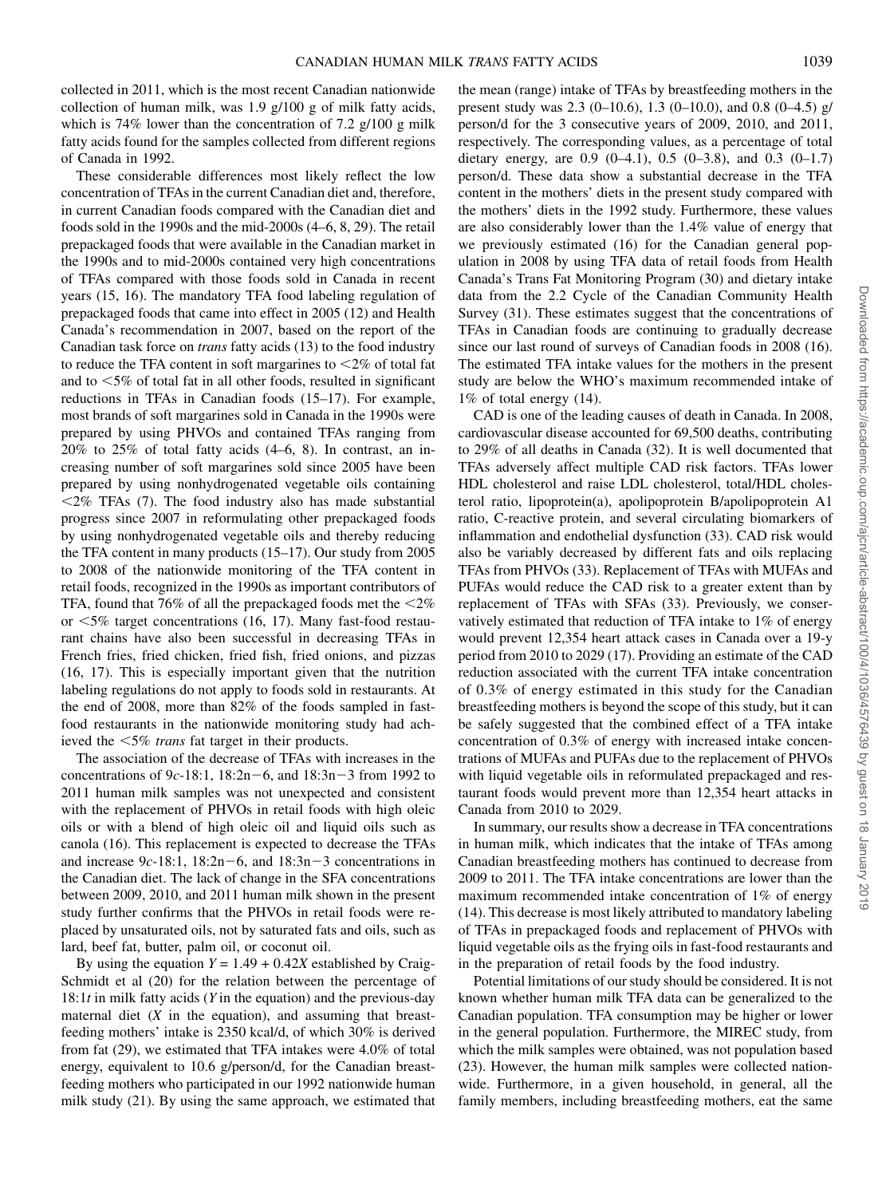collected in 2011, which is the most recent Canadian nationwide collection of human milk, was 1.9 g/100 g of milk fatty acids, which is 74% lower than the concentration of 7.2 g/100 g milk fatty acids found for the samples collected from different regions of Canada in 1992.

These considerable differences most likely reflect the low concentration of TFAs in the current Canadian diet and, therefore, in current Canadian foods compared with the Canadian diet and foods sold in the 1990s and the mid-2000s (4–6, 8, 29). The retail prepackaged foods that were available in the Canadian market in the 1990s and to mid-2000s contained very high concentrations of TFAs compared with those foods sold in Canada in recent years (15, 16). The mandatory TFA food labeling regulation of prepackaged foods that came into effect in 2005 (12) and Health Canada's recommendation in 2007, based on the report of the Canadian task force on *trans* fatty acids (13) to the food industry to reduce the TFA content in soft margarines to <2% of total fat and to <5% of total fat in all other foods, resulted in significant reductions in TFAs in Canadian foods (15–17). For example, most brands of soft margarines sold in Canada in the 1990s were prepared by using PHVOs and contained TFAs ranging from 20% to 25% of total fatty acids (4–6, 8). In contrast, an increasing number of soft margarines sold since 2005 have been prepared by using nonhydrogenated vegetable oils containing <2% TFAs (7). The food industry also has made substantial progress since 2007 in reformulating other prepackaged foods by using nonhydrogenated vegetable oils and thereby reducing the TFA content in many products (15–17). Our study from 2005 to 2008 of the nationwide monitoring of the TFA content in retail foods, recognized in the 1990s as important contributors of TFA, found that 76% of all the prepackaged foods met the <2% or <5% target concentrations (16, 17). Many fast-food restaurant chains have also been successful in decreasing TFAs in French fries, fried chicken, fried fish, fried onions, and pizzas (16, 17). This is especially important given that the nutrition labeling regulations do not apply to foods sold in restaurants. At the end of 2008, more than 82% of the foods sampled in fast-food restaurants in the nationwide monitoring study had achieved the <5% *trans* fat target in their products.

The association of the decrease of TFAs with increases in the concentrations of 9*c*-18:1, 18:2n−6, and 18:3n−3 from 1992 to 2011 human milk samples was not unexpected and consistent with the replacement of PHVOs in retail foods with high oleic oils or with a blend of high oleic oil and liquid oils such as canola (16). This replacement is expected to decrease the TFAs and increase 9*c*-18:1, 18:2n−6, and 18:3n−3 concentrations in the Canadian diet. The lack of change in the SFA concentrations between 2009, 2010, and 2011 human milk shown in the present study further confirms that the PHVOs in retail foods were replaced by unsaturated oils, not by saturated fats and oils, such as lard, beef fat, butter, palm oil, or coconut oil.

By using the equation $Y = 1.49 + 0.42X$ established by Craig-Schmidt et al (20) for the relation between the percentage of 18:1*t* in milk fatty acids ($Y$ in the equation) and the previous-day maternal diet ($X$ in the equation), and assuming that breastfeeding mothers' intake is 2350 kcal/d, of which 30% is derived from fat (29), we estimated that TFA intakes were 4.0% of total energy, equivalent to 10.6 g/person/d, for the Canadian breastfeeding mothers who participated in our 1992 nationwide human milk study (21). By using the same approach, we estimated that the mean (range) intake of TFAs by breastfeeding mothers in the present study was 2.3 (0–10.6), 1.3 (0–10.0), and 0.8 (0–4.5) g/person/d for the 3 consecutive years of 2009, 2010, and 2011, respectively. The corresponding values, as a percentage of total dietary energy, are 0.9 (0–4.1), 0.5 (0–3.8), and 0.3 (0–1.7) person/d. These data show a substantial decrease in the TFA content in the mothers' diets in the present study compared with the mothers' diets in the 1992 study. Furthermore, these values are also considerably lower than the 1.4% value of energy that we previously estimated (16) for the Canadian general population in 2008 by using TFA data of retail foods from Health Canada's Trans Fat Monitoring Program (30) and dietary intake data from the 2.2 Cycle of the Canadian Community Health Survey (31). These estimates suggest that the concentrations of TFAs in Canadian foods are continuing to gradually decrease since our last round of surveys of Canadian foods in 2008 (16). The estimated TFA intake values for the mothers in the present study are below the WHO's maximum recommended intake of 1% of total energy (14).

CAD is one of the leading causes of death in Canada. In 2008, cardiovascular disease accounted for 69,500 deaths, contributing to 29% of all deaths in Canada (32). It is well documented that TFAs adversely affect multiple CAD risk factors. TFAs lower HDL cholesterol and raise LDL cholesterol, total/HDL cholesterol ratio, lipoprotein(a), apolipoprotein B/apolipoprotein A1 ratio, C-reactive protein, and several circulating biomarkers of inflammation and endothelial dysfunction (33). CAD risk would also be variably decreased by different fats and oils replacing TFAs from PHVOs (33). Replacement of TFAs with MUFAs and PUFAs would reduce the CAD risk to a greater extent than by replacement of TFAs with SFAs (33). Previously, we conservatively estimated that reduction of TFA intake to 1% of energy would prevent 12,354 heart attack cases in Canada over a 19-y period from 2010 to 2029 (17). Providing an estimate of the CAD reduction associated with the current TFA intake concentration of 0.3% of energy estimated in this study for the Canadian breastfeeding mothers is beyond the scope of this study, but it can be safely suggested that the combined effect of a TFA intake concentration of 0.3% of energy with increased intake concentrations of MUFAs and PUFAs due to the replacement of PHVOs with liquid vegetable oils in reformulated prepackaged and restaurant foods would prevent more than 12,354 heart attacks in Canada from 2010 to 2029.

In summary, our results show a decrease in TFA concentrations in human milk, which indicates that the intake of TFAs among Canadian breastfeeding mothers has continued to decrease from 2009 to 2011. The TFA intake concentrations are lower than the maximum recommended intake concentration of 1% of energy (14). This decrease is most likely attributed to mandatory labeling of TFAs in prepackaged foods and replacement of PHVOs with liquid vegetable oils as the frying oils in fast-food restaurants and in the preparation of retail foods by the food industry.

Potential limitations of our study should be considered. It is not known whether human milk TFA data can be generalized to the Canadian population. TFA consumption may be higher or lower in the general population. Furthermore, the MIREC study, from which the milk samples were obtained, was not population based (23). However, the human milk samples were collected nationwide. Furthermore, in a given household, in general, all the family members, including breastfeeding mothers, eat the same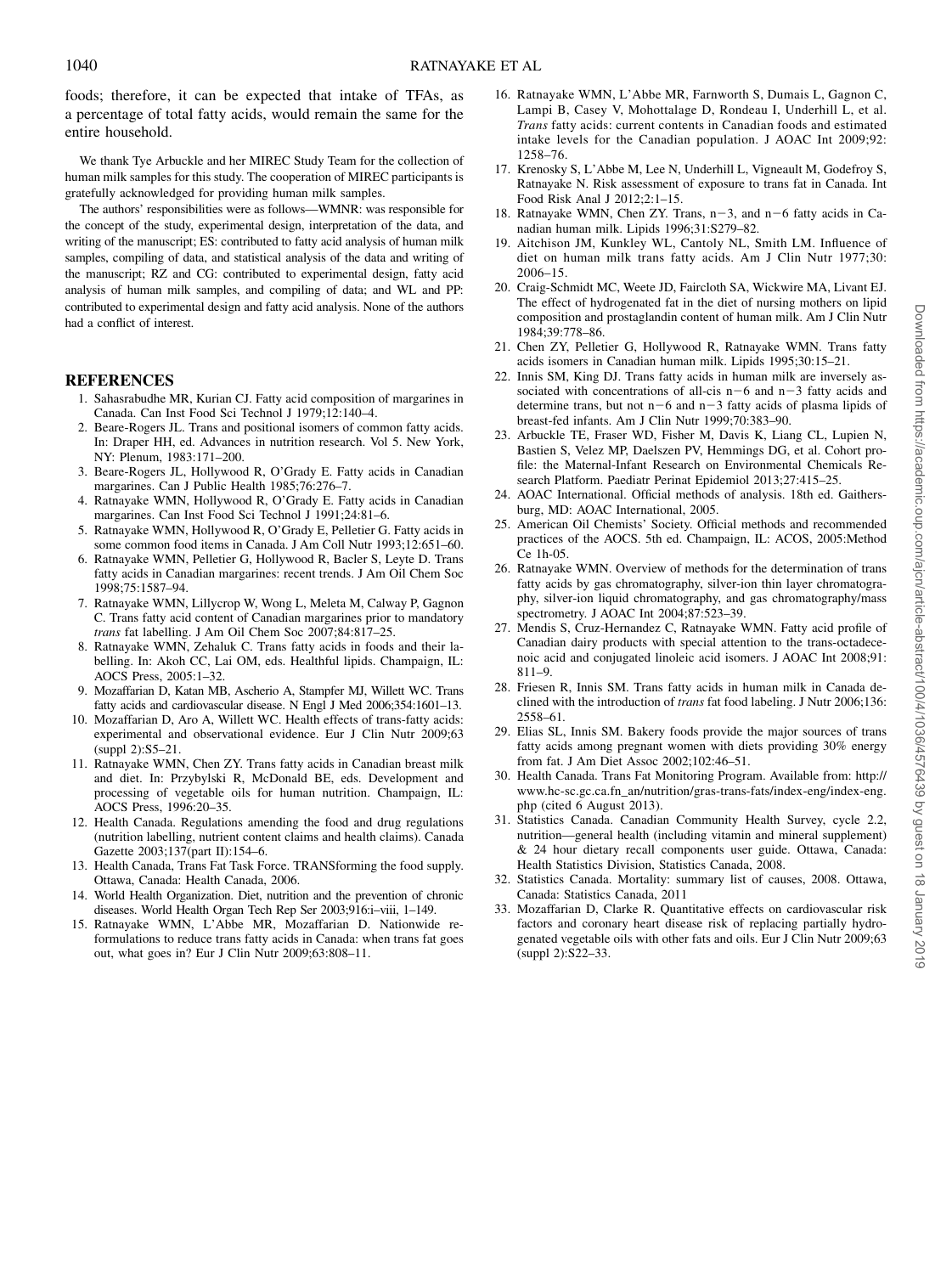foods; therefore, it can be expected that intake of TFAs, as a percentage of total fatty acids, would remain the same for the entire household.

We thank Tye Arbuckle and her MIREC Study Team for the collection of human milk samples for this study. The cooperation of MIREC participants is gratefully acknowledged for providing human milk samples.

The authors' responsibilities were as follows—WMNR: was responsible for the concept of the study, experimental design, interpretation of the data, and writing of the manuscript; ES: contributed to fatty acid analysis of human milk samples, compiling of data, and statistical analysis of the data and writing of the manuscript; RZ and CG: contributed to experimental design, fatty acid analysis of human milk samples, and compiling of data; and WL and PP: contributed to experimental design and fatty acid analysis. None of the authors had a conflict of interest.

## REFERENCES

1. Sahasrabudhe MR, Kurian CJ. Fatty acid composition of margarines in Canada. Can Inst Food Sci Technol J 1979;12:140–4.
2. Beare-Rogers JL. Trans and positional isomers of common fatty acids. In: Draper HH, ed. Advances in nutrition research. Vol 5. New York, NY: Plenum, 1983:171–200.
3. Beare-Rogers JL, Hollywood R, O'Grady E. Fatty acids in Canadian margarines. Can J Public Health 1985;76:276–7.
4. Ratnayake WMN, Hollywood R, O'Grady E. Fatty acids in Canadian margarines. Can Inst Food Sci Technol J 1991;24:81–6.
5. Ratnayake WMN, Hollywood R, O'Grady E, Pelletier G. Fatty acids in some common food items in Canada. J Am Coll Nutr 1993;12:651–60.
6. Ratnayake WMN, Pelletier G, Hollywood R, Bacler S, Leyte D. Trans fatty acids in Canadian margarines: recent trends. J Am Oil Chem Soc 1998;75:1587–94.
7. Ratnayake WMN, Lillycrop W, Wong L, Meleta M, Calway P, Gagnon C. Trans fatty acid content of Canadian margarines prior to mandatory *trans* fat labelling. J Am Oil Chem Soc 2007;84:817–25.
8. Ratnayake WMN, Zehaluk C. Trans fatty acids in foods and their labelling. In: Akoh CC, Lai OM, eds. Healthful lipids. Champaign, IL: AOCS Press, 2005:1–32.
9. Mozaffarian D, Katan MB, Ascherio A, Stampfer MJ, Willett WC. Trans fatty acids and cardiovascular disease. N Engl J Med 2006;354:1601–13.
10. Mozaffarian D, Aro A, Willett WC. Health effects of trans-fatty acids: experimental and observational evidence. Eur J Clin Nutr 2009;63 (suppl 2):S5–21.
11. Ratnayake WMN, Chen ZY. Trans fatty acids in Canadian breast milk and diet. In: Przybylski R, McDonald BE, eds. Development and processing of vegetable oils for human nutrition. Champaign, IL: AOCS Press, 1996:20–35.
12. Health Canada. Regulations amending the food and drug regulations (nutrition labelling, nutrient content claims and health claims). Canada Gazette 2003;137(part II):154–6.
13. Health Canada, Trans Fat Task Force. TRANSforming the food supply. Ottawa, Canada: Health Canada, 2006.
14. World Health Organization. Diet, nutrition and the prevention of chronic diseases. World Health Organ Tech Rep Ser 2003;916:i–viii, 1–149.
15. Ratnayake WMN, L'Abbe MR, Mozaffarian D. Nationwide reformulations to reduce trans fatty acids in Canada: when trans fat goes out, what goes in? Eur J Clin Nutr 2009;63:808–11.
16. Ratnayake WMN, L'Abbe MR, Farnworth S, Dumais L, Gagnon C, Lampi B, Casey V, Mohottalage D, Rondeau I, Underhill L, et al. *Trans* fatty acids: current contents in Canadian foods and estimated intake levels for the Canadian population. J AOAC Int 2009;92: 1258–76.
17. Krenosky S, L'Abbe M, Lee N, Underhill L, Vigneault M, Godefroy S, Ratnayake N. Risk assessment of exposure to trans fat in Canada. Int Food Risk Anal J 2012;2:1–15.
18. Ratnayake WMN, Chen ZY. Trans, n−3, and n−6 fatty acids in Canadian human milk. Lipids 1996;31:S279–82.
19. Aitchison JM, Kunkley WL, Cantoly NL, Smith LM. Influence of diet on human milk trans fatty acids. Am J Clin Nutr 1977;30: 2006–15.
20. Craig-Schmidt MC, Weete JD, Faircloth SA, Wickwire MA, Livant EJ. The effect of hydrogenated fat in the diet of nursing mothers on lipid composition and prostaglandin content of human milk. Am J Clin Nutr 1984;39:778–86.
21. Chen ZY, Pelletier G, Hollywood R, Ratnayake WMN. Trans fatty acids isomers in Canadian human milk. Lipids 1995;30:15–21.
22. Innis SM, King DJ. Trans fatty acids in human milk are inversely associated with concentrations of all-cis n−6 and n−3 fatty acids and determine trans, but not n−6 and n−3 fatty acids of plasma lipids of breast-fed infants. Am J Clin Nutr 1999;70:383–90.
23. Arbuckle TE, Fraser WD, Fisher M, Davis K, Liang CL, Lupien N, Bastien S, Velez MP, Daelszen PV, Hemmings DG, et al. Cohort profile: the Maternal-Infant Research on Environmental Chemicals Research Platform. Paediatr Perinat Epidemiol 2013;27:415–25.
24. AOAC International. Official methods of analysis. 18th ed. Gaithersburg, MD: AOAC International, 2005.
25. American Oil Chemists' Society. Official methods and recommended practices of the AOCS. 5th ed. Champaign, IL: ACOS, 2005:Method Ce 1h-05.
26. Ratnayake WMN. Overview of methods for the determination of trans fatty acids by gas chromatography, silver-ion thin layer chromatography, silver-ion liquid chromatography, and gas chromatography/mass spectrometry. J AOAC Int 2004;87:523–39.
27. Mendis S, Cruz-Hernandez C, Ratnayake WMN. Fatty acid profile of Canadian dairy products with special attention to the trans-octadecenoic acid and conjugated linoleic acid isomers. J AOAC Int 2008;91: 811–9.
28. Friesen R, Innis SM. Trans fatty acids in human milk in Canada declined with the introduction of *trans* fat food labeling. J Nutr 2006;136: 2558–61.
29. Elias SL, Innis SM. Bakery foods provide the major sources of trans fatty acids among pregnant women with diets providing 30% energy from fat. J Am Diet Assoc 2002;102:46–51.
30. Health Canada. Trans Fat Monitoring Program. Available from: http://www.hc-sc.gc.ca.fn_an/nutrition/gras-trans-fats/index-eng/index-eng.php (cited 6 August 2013).
31. Statistics Canada. Canadian Community Health Survey, cycle 2.2, nutrition—general health (including vitamin and mineral supplement) & 24 hour dietary recall components user guide. Ottawa, Canada: Health Statistics Division, Statistics Canada, 2008.
32. Statistics Canada. Mortality: summary list of causes, 2008. Ottawa, Canada: Statistics Canada, 2011
33. Mozaffarian D, Clarke R. Quantitative effects on cardiovascular risk factors and coronary heart disease risk of replacing partially hydrogenated vegetable oils with other fats and oils. Eur J Clin Nutr 2009;63 (suppl 2):S22–33.